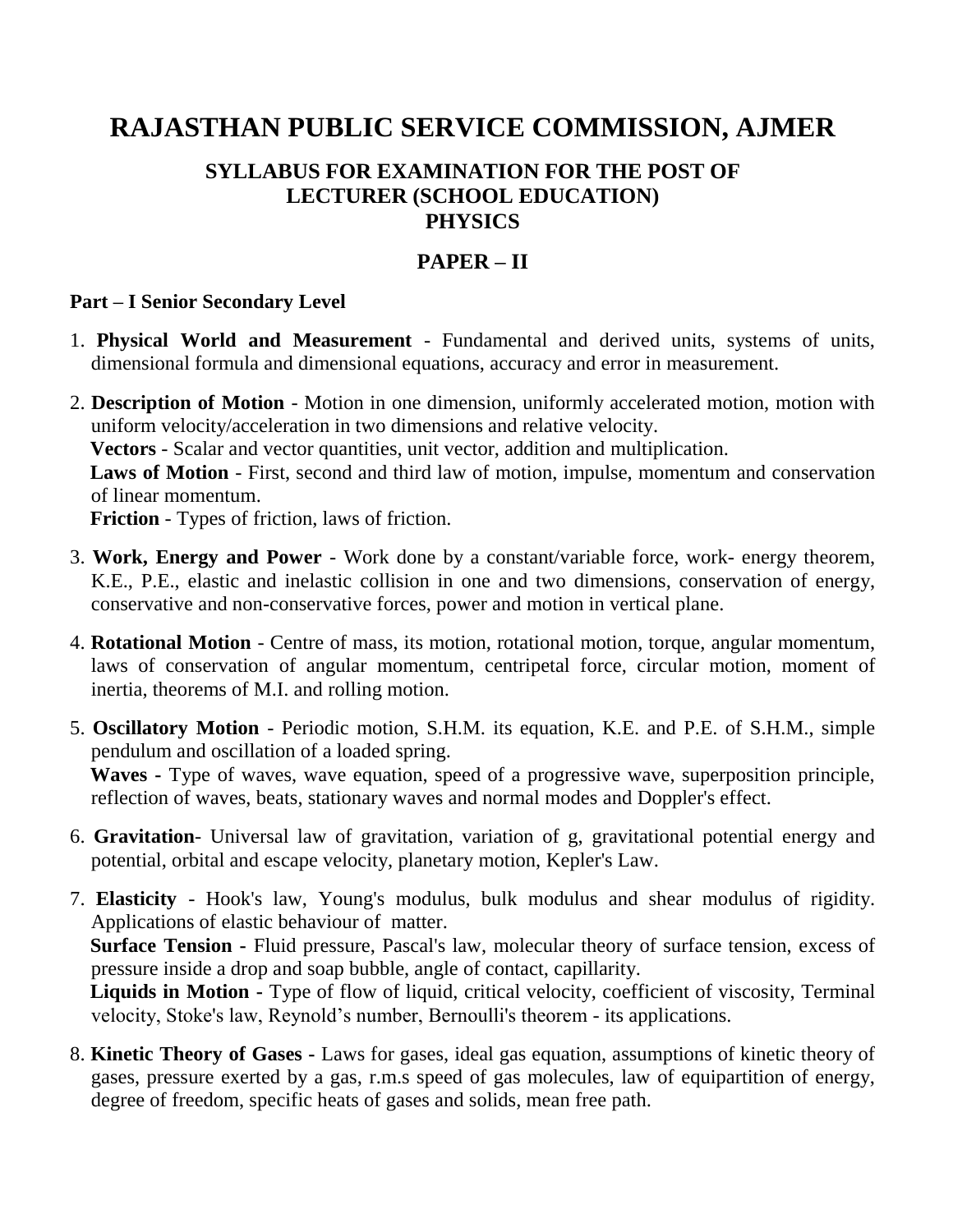# RAJASTHAN PUBLIC SERVICE COMMISSION, AJMER

## SYLLABUS FOR EXAMINATION FOR THE POST OF LECTURER (SCHOOL EDUCATION) PHYSICS

## PAPER – II

**Part – I Senior Secondary Level**

1. **Physical World and Measurement** - Fundamental and derived units, systems of units, dimensional formula and dimensional equations, accuracy and error in measurement.

2. **Description of Motion** - Motion in one dimension, uniformly accelerated motion, motion with uniform velocity/acceleration in two dimensions and relative velocity.
   **Vectors** - Scalar and vector quantities, unit vector, addition and multiplication.
   **Laws of Motion** - First, second and third law of motion, impulse, momentum and conservation of linear momentum.
   **Friction** - Types of friction, laws of friction.

3. **Work, Energy and Power** - Work done by a constant/variable force, work- energy theorem, K.E., P.E., elastic and inelastic collision in one and two dimensions, conservation of energy, conservative and non-conservative forces, power and motion in vertical plane.

4. **Rotational Motion** - Centre of mass, its motion, rotational motion, torque, angular momentum, laws of conservation of angular momentum, centripetal force, circular motion, moment of inertia, theorems of M.I. and rolling motion.

5. **Oscillatory Motion** - Periodic motion, S.H.M. its equation, K.E. and P.E. of S.H.M., simple pendulum and oscillation of a loaded spring.
   **Waves -** Type of waves, wave equation, speed of a progressive wave, superposition principle, reflection of waves, beats, stationary waves and normal modes and Doppler's effect.

6. **Gravitation**- Universal law of gravitation, variation of g, gravitational potential energy and potential, orbital and escape velocity, planetary motion, Kepler's Law.

7. **Elasticity** - Hook's law, Young's modulus, bulk modulus and shear modulus of rigidity. Applications of elastic behaviour of matter.
   **Surface Tension -** Fluid pressure, Pascal's law, molecular theory of surface tension, excess of pressure inside a drop and soap bubble, angle of contact, capillarity.
   **Liquids in Motion -** Type of flow of liquid, critical velocity, coefficient of viscosity, Terminal velocity, Stoke's law, Reynold's number, Bernoulli's theorem - its applications.

8. **Kinetic Theory of Gases -** Laws for gases, ideal gas equation, assumptions of kinetic theory of gases, pressure exerted by a gas, r.m.s speed of gas molecules, law of equipartition of energy, degree of freedom, specific heats of gases and solids, mean free path.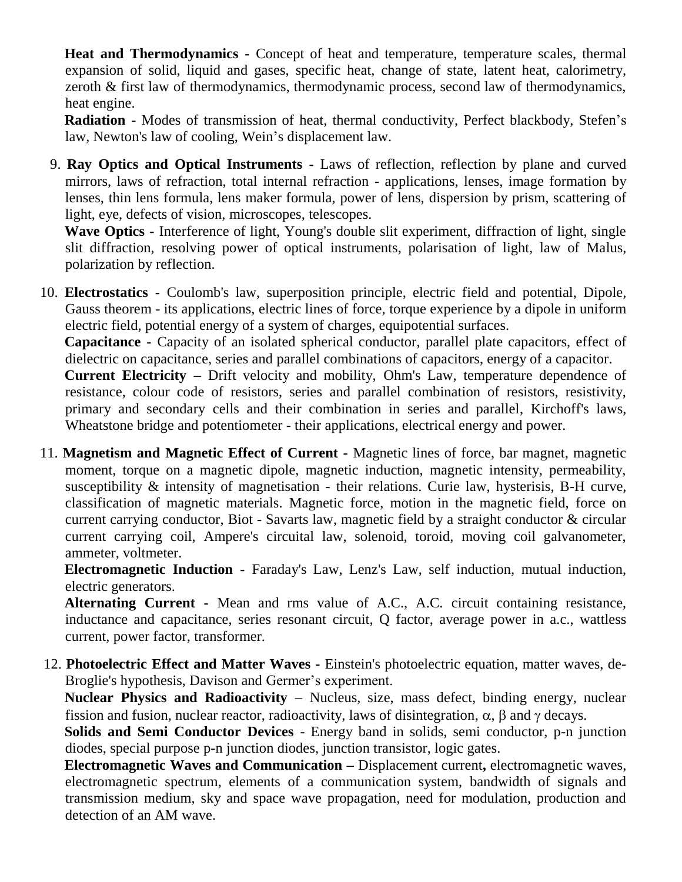**Heat and Thermodynamics -** Concept of heat and temperature, temperature scales, thermal expansion of solid, liquid and gases, specific heat, change of state, latent heat, calorimetry, zeroth & first law of thermodynamics, thermodynamic process, second law of thermodynamics, heat engine.

**Radiation** - Modes of transmission of heat, thermal conductivity, Perfect blackbody, Stefen's law, Newton's law of cooling, Wein's displacement law.

9. **Ray Optics and Optical Instruments -** Laws of reflection, reflection by plane and curved mirrors, laws of refraction, total internal refraction - applications, lenses, image formation by lenses, thin lens formula, lens maker formula, power of lens, dispersion by prism, scattering of light, eye, defects of vision, microscopes, telescopes.

   **Wave Optics -** Interference of light, Young's double slit experiment, diffraction of light, single slit diffraction, resolving power of optical instruments, polarisation of light, law of Malus, polarization by reflection.

10. **Electrostatics -** Coulomb's law, superposition principle, electric field and potential, Dipole, Gauss theorem - its applications, electric lines of force, torque experience by a dipole in uniform electric field, potential energy of a system of charges, equipotential surfaces.

    **Capacitance -** Capacity of an isolated spherical conductor, parallel plate capacitors, effect of dielectric on capacitance, series and parallel combinations of capacitors, energy of a capacitor.

    **Current Electricity –** Drift velocity and mobility, Ohm's Law, temperature dependence of resistance, colour code of resistors, series and parallel combination of resistors, resistivity, primary and secondary cells and their combination in series and parallel, Kirchoff's laws, Wheatstone bridge and potentiometer - their applications, electrical energy and power.

11. **Magnetism and Magnetic Effect of Current -** Magnetic lines of force, bar magnet, magnetic moment, torque on a magnetic dipole, magnetic induction, magnetic intensity, permeability, susceptibility & intensity of magnetisation - their relations. Curie law, hysterisis, B-H curve, classification of magnetic materials. Magnetic force, motion in the magnetic field, force on current carrying conductor, Biot - Savarts law, magnetic field by a straight conductor & circular current carrying coil, Ampere's circuital law, solenoid, toroid, moving coil galvanometer, ammeter, voltmeter.

    **Electromagnetic Induction -** Faraday's Law, Lenz's Law, self induction, mutual induction, electric generators.

    **Alternating Current -** Mean and rms value of A.C., A.C. circuit containing resistance, inductance and capacitance, series resonant circuit, Q factor, average power in a.c., wattless current, power factor, transformer.

12. **Photoelectric Effect and Matter Waves -** Einstein's photoelectric equation, matter waves, de-Broglie's hypothesis, Davison and Germer's experiment.

    **Nuclear Physics and Radioactivity –** Nucleus, size, mass defect, binding energy, nuclear fission and fusion, nuclear reactor, radioactivity, laws of disintegration, $\alpha$, $\beta$ and $\gamma$ decays.

    **Solids and Semi Conductor Devices** - Energy band in solids, semi conductor, p-n junction diodes, special purpose p-n junction diodes, junction transistor, logic gates.

    **Electromagnetic Waves and Communication –** Displacement current**,** electromagnetic waves, electromagnetic spectrum, elements of a communication system, bandwidth of signals and transmission medium, sky and space wave propagation, need for modulation, production and detection of an AM wave.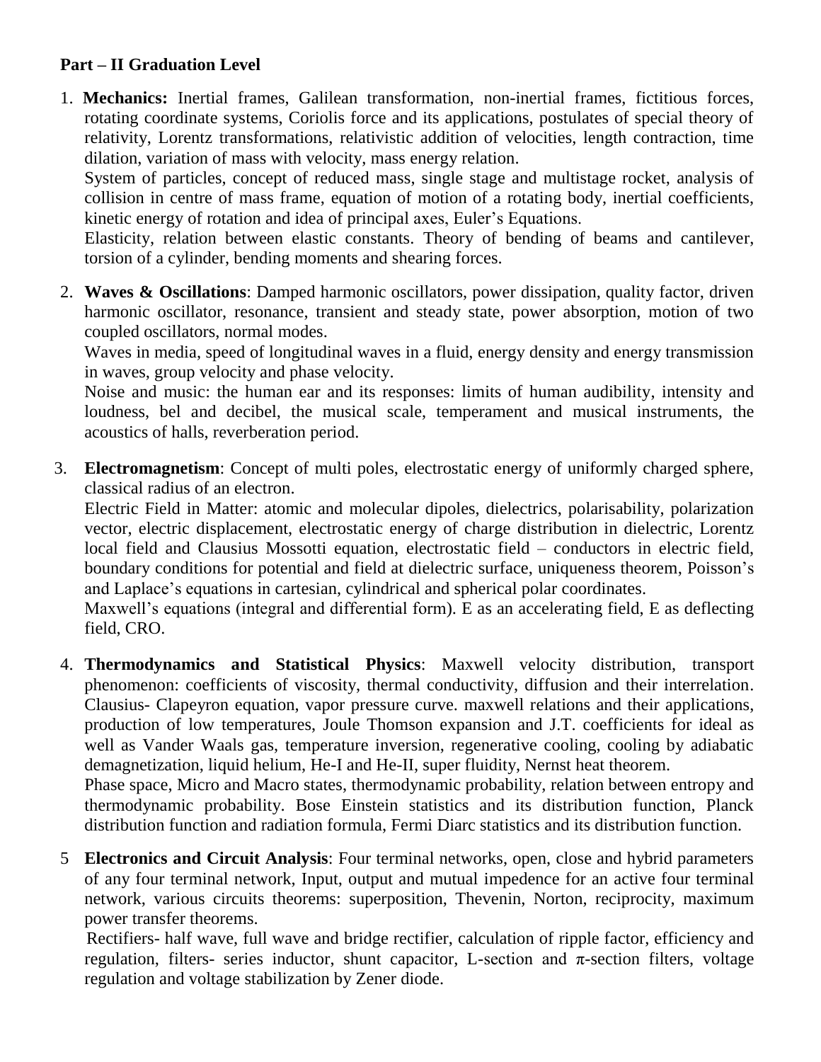**Part – II Graduation Level**

1. **Mechanics:** Inertial frames, Galilean transformation, non-inertial frames, fictitious forces, rotating coordinate systems, Coriolis force and its applications, postulates of special theory of relativity, Lorentz transformations, relativistic addition of velocities, length contraction, time dilation, variation of mass with velocity, mass energy relation.

   System of particles, concept of reduced mass, single stage and multistage rocket, analysis of collision in centre of mass frame, equation of motion of a rotating body, inertial coefficients, kinetic energy of rotation and idea of principal axes, Euler's Equations.

   Elasticity, relation between elastic constants. Theory of bending of beams and cantilever, torsion of a cylinder, bending moments and shearing forces.

2. **Waves & Oscillations**: Damped harmonic oscillators, power dissipation, quality factor, driven harmonic oscillator, resonance, transient and steady state, power absorption, motion of two coupled oscillators, normal modes.

   Waves in media, speed of longitudinal waves in a fluid, energy density and energy transmission in waves, group velocity and phase velocity.

   Noise and music: the human ear and its responses: limits of human audibility, intensity and loudness, bel and decibel, the musical scale, temperament and musical instruments, the acoustics of halls, reverberation period.

3. **Electromagnetism**: Concept of multi poles, electrostatic energy of uniformly charged sphere, classical radius of an electron.

   Electric Field in Matter: atomic and molecular dipoles, dielectrics, polarisability, polarization vector, electric displacement, electrostatic energy of charge distribution in dielectric, Lorentz local field and Clausius Mossotti equation, electrostatic field – conductors in electric field, boundary conditions for potential and field at dielectric surface, uniqueness theorem, Poisson's and Laplace's equations in cartesian, cylindrical and spherical polar coordinates.

   Maxwell's equations (integral and differential form). E as an accelerating field, E as deflecting field, CRO.

4. **Thermodynamics and Statistical Physics**: Maxwell velocity distribution, transport phenomenon: coefficients of viscosity, thermal conductivity, diffusion and their interrelation. Clausius- Clapeyron equation, vapor pressure curve. maxwell relations and their applications, production of low temperatures, Joule Thomson expansion and J.T. coefficients for ideal as well as Vander Waals gas, temperature inversion, regenerative cooling, cooling by adiabatic demagnetization, liquid helium, He-I and He-II, super fluidity, Nernst heat theorem.

   Phase space, Micro and Macro states, thermodynamic probability, relation between entropy and thermodynamic probability. Bose Einstein statistics and its distribution function, Planck distribution function and radiation formula, Fermi Diarc statistics and its distribution function.

5. **Electronics and Circuit Analysis**: Four terminal networks, open, close and hybrid parameters of any four terminal network, Input, output and mutual impedence for an active four terminal network, various circuits theorems: superposition, Thevenin, Norton, reciprocity, maximum power transfer theorems.

   Rectifiers- half wave, full wave and bridge rectifier, calculation of ripple factor, efficiency and regulation, filters- series inductor, shunt capacitor, L-section and $\pi$-section filters, voltage regulation and voltage stabilization by Zener diode.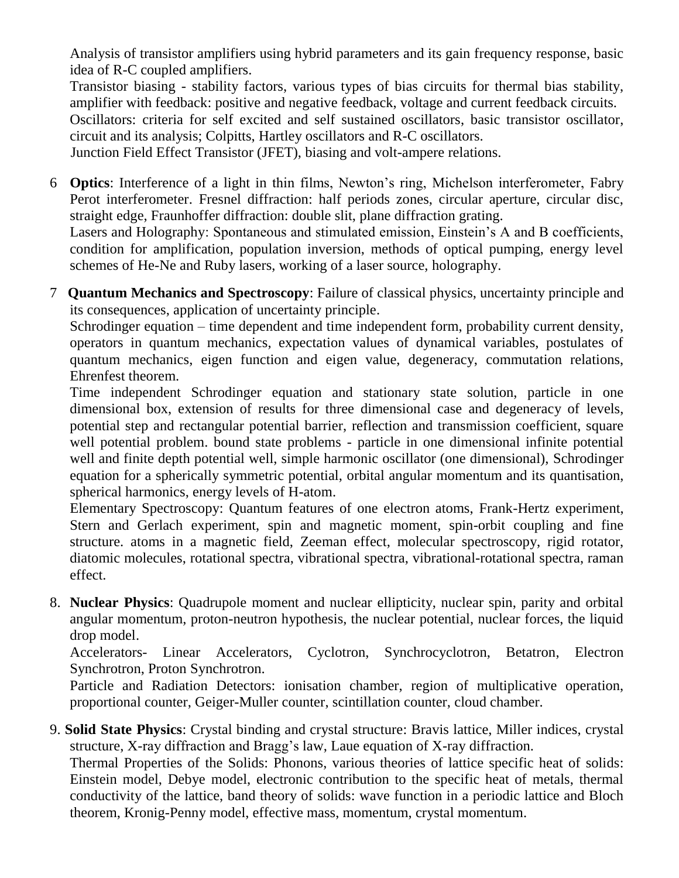Analysis of transistor amplifiers using hybrid parameters and its gain frequency response, basic idea of R-C coupled amplifiers.

Transistor biasing - stability factors, various types of bias circuits for thermal bias stability, amplifier with feedback: positive and negative feedback, voltage and current feedback circuits.

Oscillators: criteria for self excited and self sustained oscillators, basic transistor oscillator, circuit and its analysis; Colpitts, Hartley oscillators and R-C oscillators.

Junction Field Effect Transistor (JFET), biasing and volt-ampere relations.

6 **Optics**: Interference of a light in thin films, Newton's ring, Michelson interferometer, Fabry Perot interferometer. Fresnel diffraction: half periods zones, circular aperture, circular disc, straight edge, Fraunhoffer diffraction: double slit, plane diffraction grating.

Lasers and Holography: Spontaneous and stimulated emission, Einstein's A and B coefficients, condition for amplification, population inversion, methods of optical pumping, energy level schemes of He-Ne and Ruby lasers, working of a laser source, holography.

7 **Quantum Mechanics and Spectroscopy**: Failure of classical physics, uncertainty principle and its consequences, application of uncertainty principle.

Schrodinger equation – time dependent and time independent form, probability current density, operators in quantum mechanics, expectation values of dynamical variables, postulates of quantum mechanics, eigen function and eigen value, degeneracy, commutation relations, Ehrenfest theorem.

Time independent Schrodinger equation and stationary state solution, particle in one dimensional box, extension of results for three dimensional case and degeneracy of levels, potential step and rectangular potential barrier, reflection and transmission coefficient, square well potential problem. bound state problems - particle in one dimensional infinite potential well and finite depth potential well, simple harmonic oscillator (one dimensional), Schrodinger equation for a spherically symmetric potential, orbital angular momentum and its quantisation, spherical harmonics, energy levels of H-atom.

Elementary Spectroscopy: Quantum features of one electron atoms, Frank-Hertz experiment, Stern and Gerlach experiment, spin and magnetic moment, spin-orbit coupling and fine structure. atoms in a magnetic field, Zeeman effect, molecular spectroscopy, rigid rotator, diatomic molecules, rotational spectra, vibrational spectra, vibrational-rotational spectra, raman effect.

8. **Nuclear Physics**: Quadrupole moment and nuclear ellipticity, nuclear spin, parity and orbital angular momentum, proton-neutron hypothesis, the nuclear potential, nuclear forces, the liquid drop model.

Accelerators- Linear Accelerators, Cyclotron, Synchrocyclotron, Betatron, Electron Synchrotron, Proton Synchrotron.

Particle and Radiation Detectors: ionisation chamber, region of multiplicative operation, proportional counter, Geiger-Muller counter, scintillation counter, cloud chamber.

9. **Solid State Physics**: Crystal binding and crystal structure: Bravis lattice, Miller indices, crystal structure, X-ray diffraction and Bragg's law, Laue equation of X-ray diffraction.

Thermal Properties of the Solids: Phonons, various theories of lattice specific heat of solids: Einstein model, Debye model, electronic contribution to the specific heat of metals, thermal conductivity of the lattice, band theory of solids: wave function in a periodic lattice and Bloch theorem, Kronig-Penny model, effective mass, momentum, crystal momentum.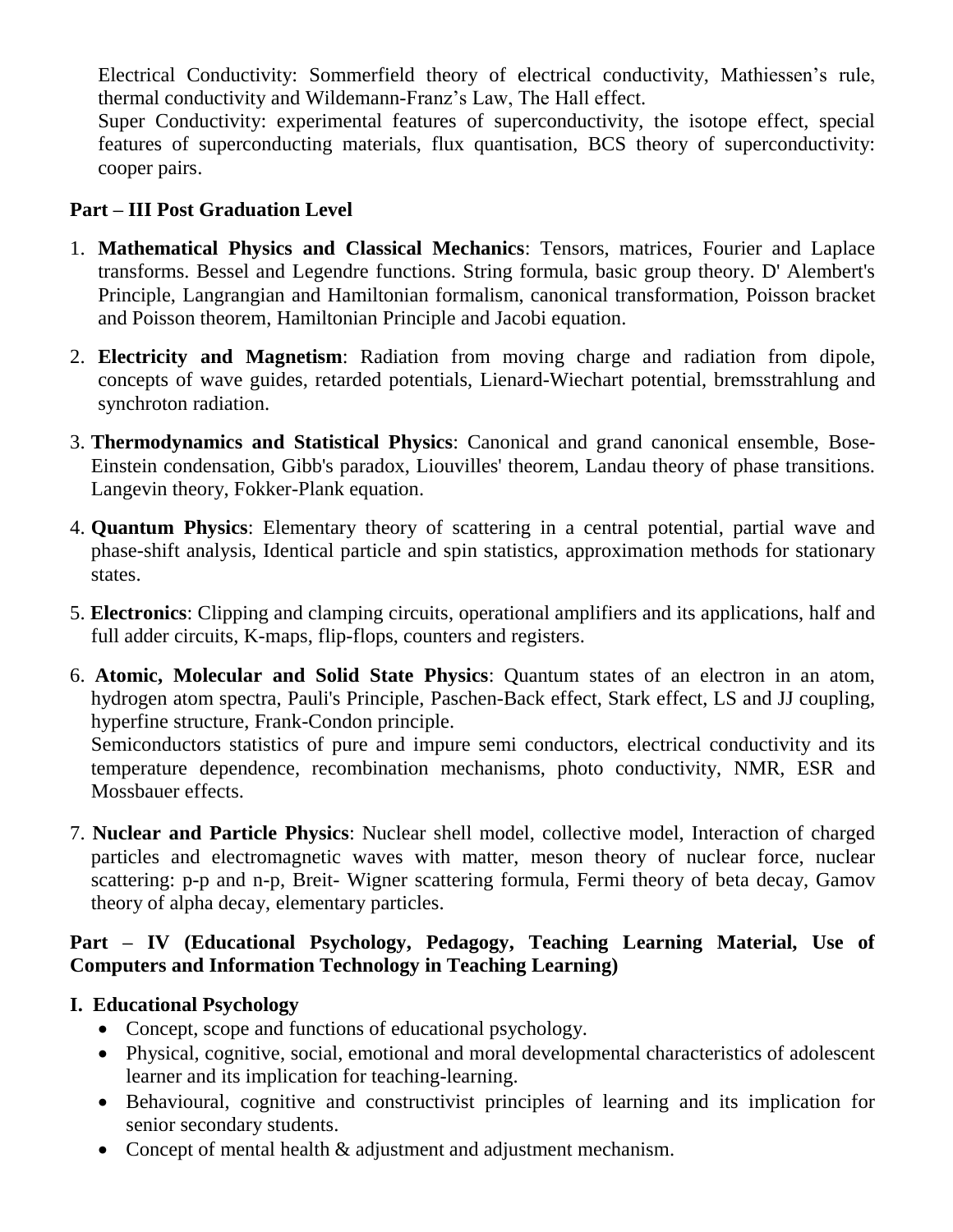Electrical Conductivity: Sommerfield theory of electrical conductivity, Mathiessen's rule, thermal conductivity and Wildemann-Franz's Law, The Hall effect.

Super Conductivity: experimental features of superconductivity, the isotope effect, special features of superconducting materials, flux quantisation, BCS theory of superconductivity: cooper pairs.

## Part – III Post Graduation Level

1. **Mathematical Physics and Classical Mechanics**: Tensors, matrices, Fourier and Laplace transforms. Bessel and Legendre functions. String formula, basic group theory. D' Alembert's Principle, Langrangian and Hamiltonian formalism, canonical transformation, Poisson bracket and Poisson theorem, Hamiltonian Principle and Jacobi equation.
2. **Electricity and Magnetism**: Radiation from moving charge and radiation from dipole, concepts of wave guides, retarded potentials, Lienard-Wiechart potential, bremsstrahlung and synchroton radiation.
3. **Thermodynamics and Statistical Physics**: Canonical and grand canonical ensemble, Bose-Einstein condensation, Gibb's paradox, Liouvilles' theorem, Landau theory of phase transitions. Langevin theory, Fokker-Plank equation.
4. **Quantum Physics**: Elementary theory of scattering in a central potential, partial wave and phase-shift analysis, Identical particle and spin statistics, approximation methods for stationary states.
5. **Electronics**: Clipping and clamping circuits, operational amplifiers and its applications, half and full adder circuits, K-maps, flip-flops, counters and registers.
6. **Atomic, Molecular and Solid State Physics**: Quantum states of an electron in an atom, hydrogen atom spectra, Pauli's Principle, Paschen-Back effect, Stark effect, LS and JJ coupling, hyperfine structure, Frank-Condon principle.
   Semiconductors statistics of pure and impure semi conductors, electrical conductivity and its temperature dependence, recombination mechanisms, photo conductivity, NMR, ESR and Mossbauer effects.
7. **Nuclear and Particle Physics**: Nuclear shell model, collective model, Interaction of charged particles and electromagnetic waves with matter, meson theory of nuclear force, nuclear scattering: p-p and n-p, Breit- Wigner scattering formula, Fermi theory of beta decay, Gamov theory of alpha decay, elementary particles.

## Part – IV (Educational Psychology, Pedagogy, Teaching Learning Material, Use of Computers and Information Technology in Teaching Learning)

### I. Educational Psychology

- Concept, scope and functions of educational psychology.
- Physical, cognitive, social, emotional and moral developmental characteristics of adolescent learner and its implication for teaching-learning.
- Behavioural, cognitive and constructivist principles of learning and its implication for senior secondary students.
- Concept of mental health & adjustment and adjustment mechanism.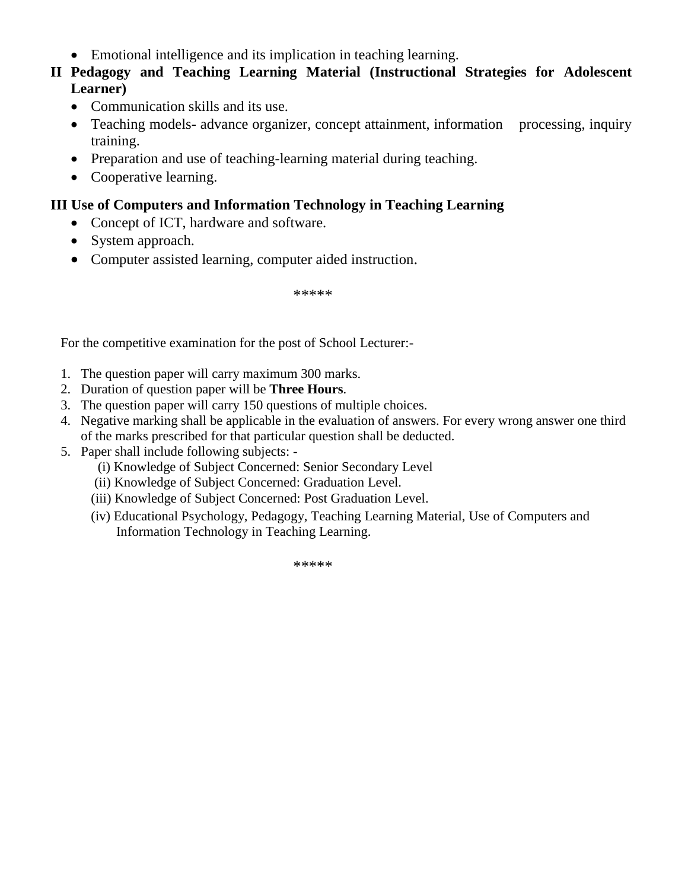- Emotional intelligence and its implication in teaching learning.

**II Pedagogy and Teaching Learning Material (Instructional Strategies for Adolescent Learner)**

- Communication skills and its use.
- Teaching models- advance organizer, concept attainment, information processing, inquiry training.
- Preparation and use of teaching-learning material during teaching.
- Cooperative learning.

**III Use of Computers and Information Technology in Teaching Learning**

- Concept of ICT, hardware and software.
- System approach.
- Computer assisted learning, computer aided instruction.

*****

For the competitive examination for the post of School Lecturer:-

1. The question paper will carry maximum 300 marks.
2. Duration of question paper will be **Three Hours**.
3. The question paper will carry 150 questions of multiple choices.
4. Negative marking shall be applicable in the evaluation of answers. For every wrong answer one third of the marks prescribed for that particular question shall be deducted.
5. Paper shall include following subjects: -
   (i) Knowledge of Subject Concerned: Senior Secondary Level
   (ii) Knowledge of Subject Concerned: Graduation Level.
   (iii) Knowledge of Subject Concerned: Post Graduation Level.
   (iv) Educational Psychology, Pedagogy, Teaching Learning Material, Use of Computers and Information Technology in Teaching Learning.

*****